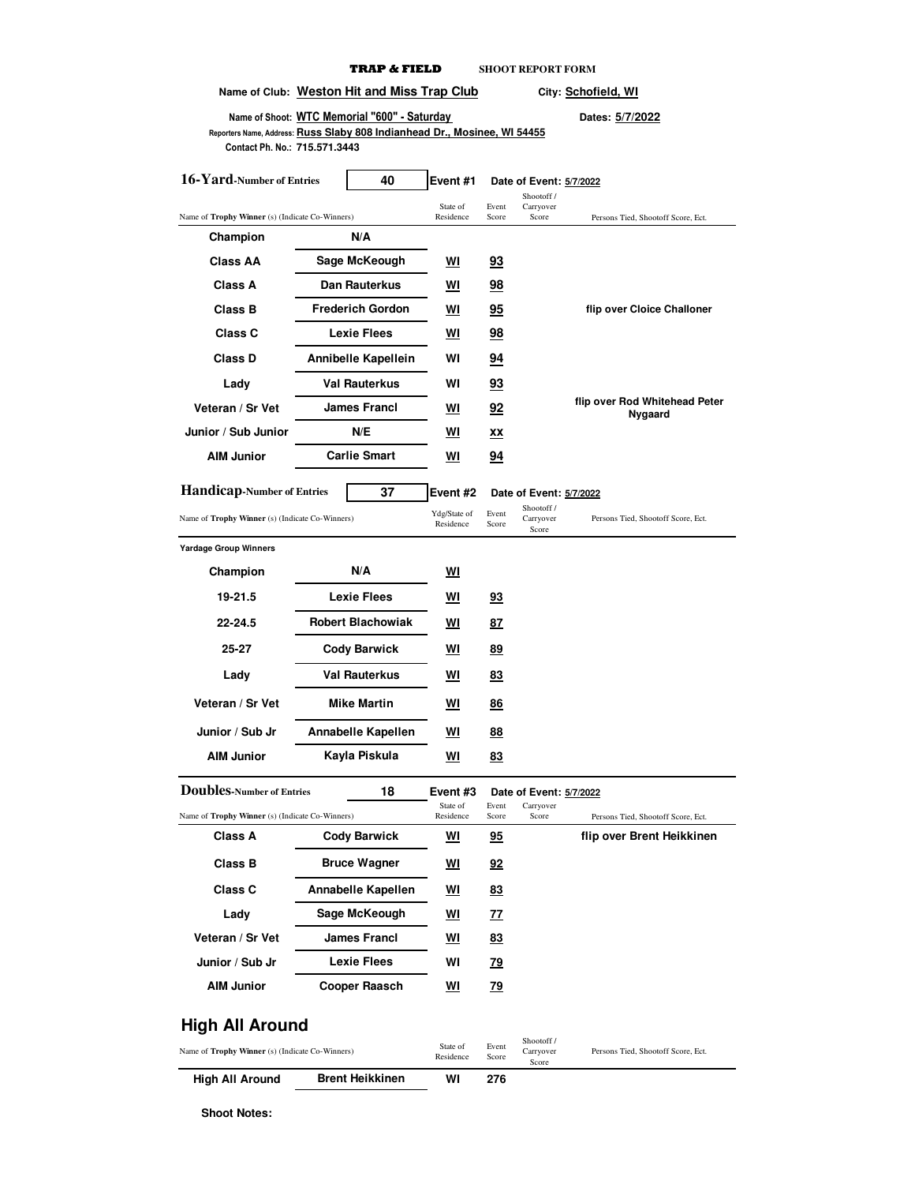**TRAP & FIELD** **SHOOT REPORT FORM**

Name of Club: **Weston Hit and Miss Trap Club** City: **Schofield, WI**

Name of Shoot: **WTC Memorial "600" - Saturday** Dates: **5/7/2022**

Reporters Name, Address: **Russ Slaby 808 Indianhead Dr., Mosinee, WI 54455**

Contact Ph. No.: **715.571.3443**

## 16-Yard - Number of Entries: 40 — Event #1 — Date of Event: 5/7/2022

| Name of Trophy Winner (s) (Indicate Co-Winners) | | State of Residence | Event Score | Shootoff / Carryover Score | Persons Tied, Shootoff Score, Ect. |
|---|---|---|---|---|---|
| Champion | N/A | | | | |
| Class AA | Sage McKeough | WI | 93 | | |
| Class A | Dan Rauterkus | WI | 98 | | |
| Class B | Frederich Gordon | WI | 95 | | flip over Cloice Challoner |
| Class C | Lexie Flees | WI | 98 | | |
| Class D | Annibelle Kappelein | WI | 94 | | |
| Lady | Val Rauterkus | WI | 93 | | |
| Veteran / Sr Vet | James Francl | WI | 92 | | flip over Rod Whitehead Peter Nygaard |
| Junior / Sub Junior | N/E | WI | xx | | |
| AIM Junior | Carlie Smart | WI | 94 | | |

## Handicap - Number of Entries: 37 — Event #2 — Date of Event: 5/7/2022

| Name of Trophy Winner (s) (Indicate Co-Winners) | | Ydg/State of Residence | Event Score | Shootoff / Carryover Score | Persons Tied, Shootoff Score, Ect. |
|---|---|---|---|---|---|
| **Yardage Group Winners** | | | | | |
| Champion | N/A | WI | | | |
| 19-21.5 | Lexie Flees | WI | 93 | | |
| 22-24.5 | Robert Blachowiak | WI | 87 | | |
| 25-27 | Cody Barwick | WI | 89 | | |
| Lady | Val Rauterkus | WI | 83 | | |
| Veteran / Sr Vet | Mike Martin | WI | 86 | | |
| Junior / Sub Jr | Annabelle Kapellen | WI | 88 | | |
| AIM Junior | Kayla Piskula | WI | 83 | | |

## Doubles - Number of Entries: 18 — Event #3 — Date of Event: 5/7/2022

| Name of Trophy Winner (s) (Indicate Co-Winners) | | State of Residence | Event Score | Carryover Score | Persons Tied, Shootoff Score, Ect. |
|---|---|---|---|---|---|
| Class A | Cody Barwick | WI | 95 | | flip over Brent Heikkinen |
| Class B | Bruce Wagner | WI | 92 | | |
| Class C | Annabelle Kapellen | WI | 83 | | |
| Lady | Sage McKeough | WI | 77 | | |
| Veteran / Sr Vet | James Francl | WI | 83 | | |
| Junior / Sub Jr | Lexie Flees | WI | 79 | | |
| AIM Junior | Cooper Raasch | WI | 79 | | |

## High All Around

| Name of Trophy Winner (s) (Indicate Co-Winners) | | State of Residence | Event Score | Shootoff / Carryover Score | Persons Tied, Shootoff Score, Ect. |
|---|---|---|---|---|---|
| High All Around | Brent Heikkinen | WI | 276 | | |

**Shoot Notes:**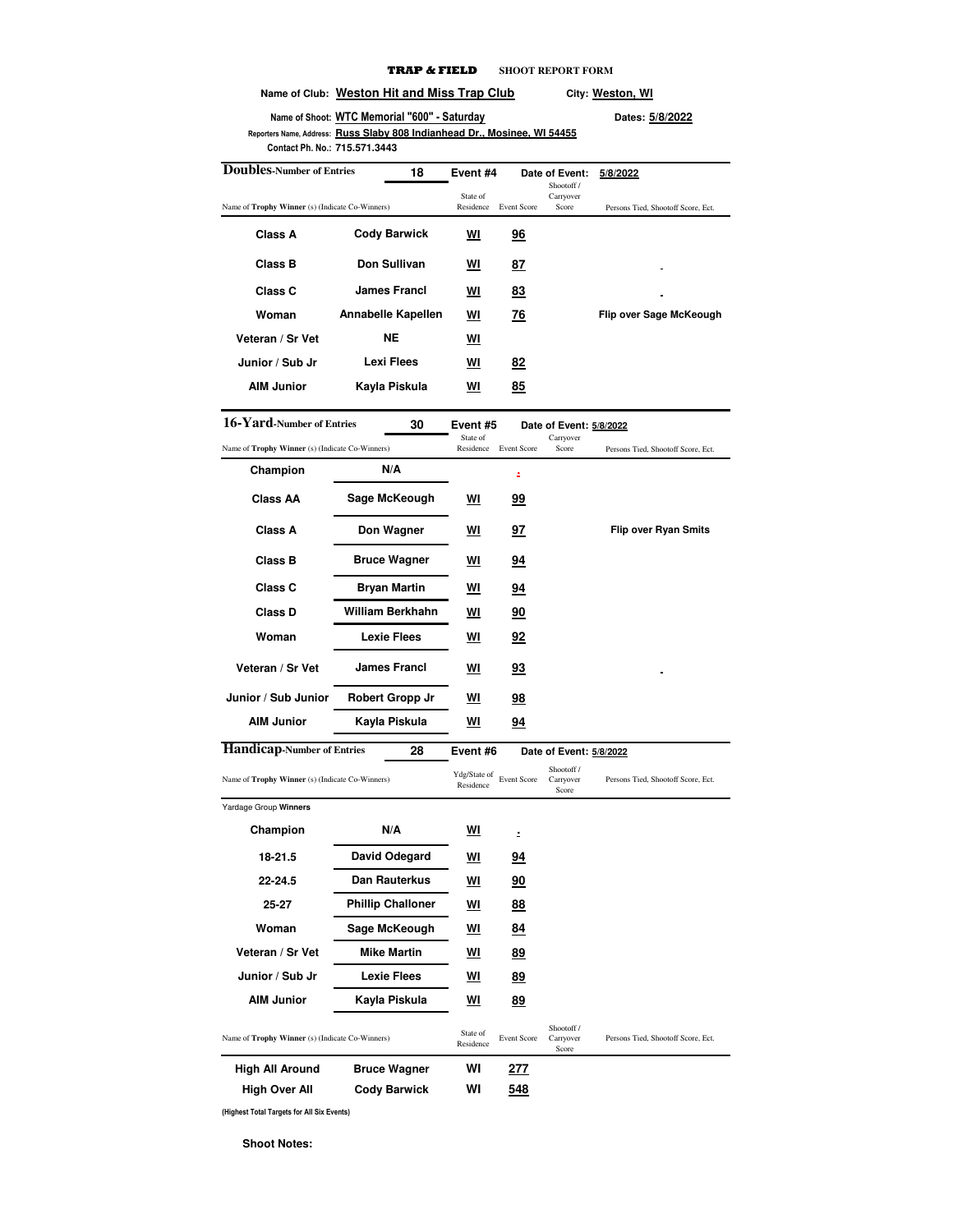**TRAP & FIELD** SHOOT REPORT FORM

Name of Club: Weston Hit and Miss Trap Club City: Weston, WI

Name of Shoot: WTC Memorial "600" - Saturday Dates: 5/8/2022

Reporters Name, Address: Russ Slaby 808 Indianhead Dr., Mosinee, WI 54455

Contact Ph. No.: 715.571.3443

## Doubles-Number of Entries 18 — Event #4 — Date of Event: 5/8/2022

| Name of Trophy Winner (s) (Indicate Co-Winners) | | State of Residence | Event Score | Shootoff / Carryover Score | Persons Tied, Shootoff Score, Ect. |
|---|---|---|---|---|---|
| Class A | Cody Barwick | WI | 96 | | |
| Class B | Don Sullivan | WI | 87 | | |
| Class C | James Francl | WI | 83 | | |
| Woman | Annabelle Kapellen | WI | 76 | | Flip over Sage McKeough |
| Veteran / Sr Vet | NE | WI | | | |
| Junior / Sub Jr | Lexi Flees | WI | 82 | | |
| AIM Junior | Kayla Piskula | WI | 85 | | |

## 16-Yard-Number of Entries 30 — Event #5 — Date of Event: 5/8/2022

| Name of Trophy Winner (s) (Indicate Co-Winners) | | State of Residence | Event Score | Carryover Score | Persons Tied, Shootoff Score, Ect. |
|---|---|---|---|---|---|
| Champion | N/A | | | | |
| Class AA | Sage McKeough | WI | 99 | | |
| Class A | Don Wagner | WI | 97 | | Flip over Ryan Smits |
| Class B | Bruce Wagner | WI | 94 | | |
| Class C | Bryan Martin | WI | 94 | | |
| Class D | William Berkhahn | WI | 90 | | |
| Woman | Lexie Flees | WI | 92 | | |
| Veteran / Sr Vet | James Francl | WI | 93 | | |
| Junior / Sub Junior | Robert Gropp Jr | WI | 98 | | |
| AIM Junior | Kayla Piskula | WI | 94 | | |

## Handicap-Number of Entries 28 — Event #6 — Date of Event: 5/8/2022

Yardage Group **Winners**

| Name of Trophy Winner (s) (Indicate Co-Winners) | | Ydg/State of Residence | Event Score | Shootoff / Carryover Score | Persons Tied, Shootoff Score, Ect. |
|---|---|---|---|---|---|
| Champion | N/A | WI | | | |
| 18-21.5 | David Odegard | WI | 94 | | |
| 22-24.5 | Dan Rauterkus | WI | 90 | | |
| 25-27 | Phillip Challoner | WI | 88 | | |
| Woman | Sage McKeough | WI | 84 | | |
| Veteran / Sr Vet | Mike Martin | WI | 89 | | |
| Junior / Sub Jr | Lexie Flees | WI | 89 | | |
| AIM Junior | Kayla Piskula | WI | 89 | | |

| Name of Trophy Winner (s) (Indicate Co-Winners) | | State of Residence | Event Score | Shootoff / Carryover Score | Persons Tied, Shootoff Score, Ect. |
|---|---|---|---|---|---|
| High All Around | Bruce Wagner | WI | 277 | | |
| High Over All | Cody Barwick | WI | 548 | | |

(Highest Total Targets for All Six Events)

**Shoot Notes:**